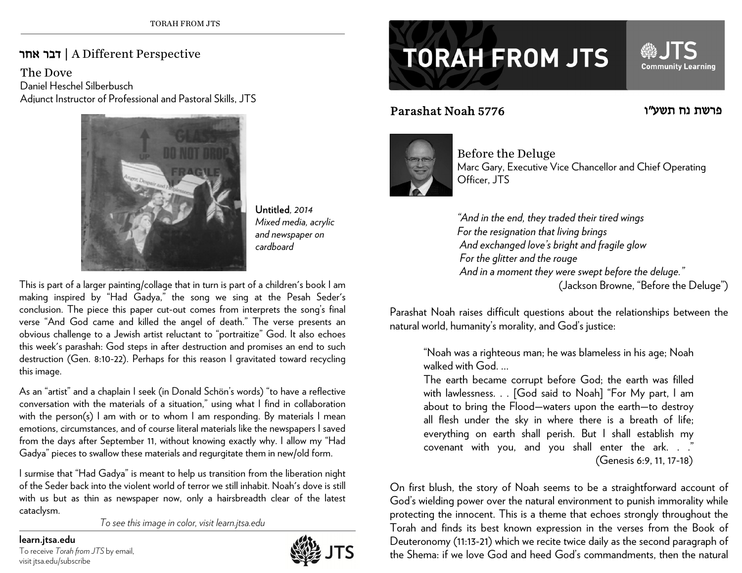# TORAH FROM JTS

**Parashat Noah 5776** פרשת נח תשע״ו

## Before the Deluge

Marc Gary, Executive Vice Chancellor and Chief Operating Officer, JTS

> *"And in the end, they traded their tired wings*
> *For the resignation that living brings*
> *And exchanged love's bright and fragile glow*
> *For the glitter and the rouge*
> *And in a moment they were swept before the deluge."*
> (Jackson Browne, "Before the Deluge")

Parashat Noah raises difficult questions about the relationships between the natural world, humanity's morality, and God's justice:

> "Noah was a righteous man; he was blameless in his age; Noah walked with God. …
> The earth became corrupt before God; the earth was filled with lawlessness. . . [God said to Noah] "For My part, I am about to bring the Flood—waters upon the earth—to destroy all flesh under the sky in where there is a breath of life; everything on earth shall perish. But I shall establish my covenant with you, and you shall enter the ark. . ."
> (Genesis 6:9, 11, 17-18)

On first blush, the story of Noah seems to be a straightforward account of God's wielding power over the natural environment to punish immorality while protecting the innocent. This is a theme that echoes strongly throughout the Torah and finds its best known expression in the verses from the Book of Deuteronomy (11:13-21) which we recite twice daily as the second paragraph of the Shema: if we love God and heed God's commandments, then the natural

---

## דבר אחר | A Different Perspective

### The Dove

Daniel Heschel Silberbusch
Adjunct Instructor of Professional and Pastoral Skills, JTS

**Untitled**, *2014*
*Mixed media, acrylic and newspaper on cardboard*

This is part of a larger painting/collage that in turn is part of a children's book I am making inspired by "Had Gadya," the song we sing at the Pesah Seder's conclusion. The piece this paper cut-out comes from interprets the song's final verse "And God came and killed the angel of death." The verse presents an obvious challenge to a Jewish artist reluctant to "portraitize" God. It also echoes this week's parashah: God steps in after destruction and promises an end to such destruction (Gen. 8:10-22). Perhaps for this reason I gravitated toward recycling this image.

As an "artist" and a chaplain I seek (in Donald Schön's words) "to have a reflective conversation with the materials of a situation," using what I find in collaboration with the person(s) I am with or to whom I am responding. By materials I mean emotions, circumstances, and of course literal materials like the newspapers I saved from the days after September 11, without knowing exactly why. I allow my "Had Gadya" pieces to swallow these materials and regurgitate them in new/old form.

I surmise that "Had Gadya" is meant to help us transition from the liberation night of the Seder back into the violent world of terror we still inhabit. Noah's dove is still with us but as thin as newspaper now, only a hairsbreadth clear of the latest cataclysm.

*To see this image in color, visit learn.jtsa.edu*

**learn.jtsa.edu**
To receive *Torah from JTS* by email, visit jtsa.edu/subscribe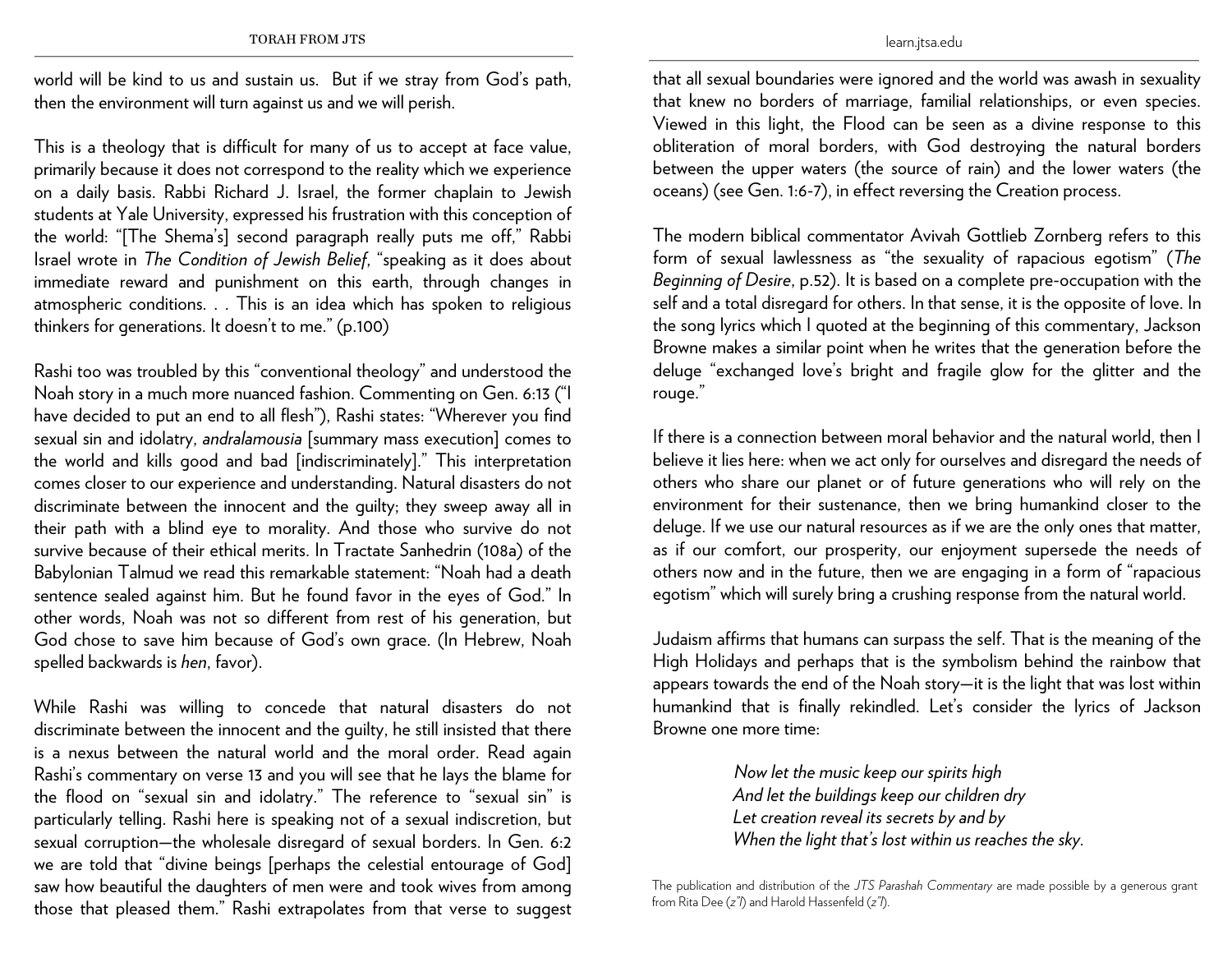world will be kind to us and sustain us. But if we stray from God's path, then the environment will turn against us and we will perish.

This is a theology that is difficult for many of us to accept at face value, primarily because it does not correspond to the reality which we experience on a daily basis. Rabbi Richard J. Israel, the former chaplain to Jewish students at Yale University, expressed his frustration with this conception of the world: "[The Shema's] second paragraph really puts me off," Rabbi Israel wrote in *The Condition of Jewish Belief*, "speaking as it does about immediate reward and punishment on this earth, through changes in atmospheric conditions. . . This is an idea which has spoken to religious thinkers for generations. It doesn't to me." (p.100)

Rashi too was troubled by this "conventional theology" and understood the Noah story in a much more nuanced fashion. Commenting on Gen. 6:13 ("I have decided to put an end to all flesh"), Rashi states: "Wherever you find sexual sin and idolatry, *andralamousia* [summary mass execution] comes to the world and kills good and bad [indiscriminately]." This interpretation comes closer to our experience and understanding. Natural disasters do not discriminate between the innocent and the guilty; they sweep away all in their path with a blind eye to morality. And those who survive do not survive because of their ethical merits. In Tractate Sanhedrin (108a) of the Babylonian Talmud we read this remarkable statement: "Noah had a death sentence sealed against him. But he found favor in the eyes of God." In other words, Noah was not so different from rest of his generation, but God chose to save him because of God's own grace. (In Hebrew, Noah spelled backwards is *hen*, favor).

While Rashi was willing to concede that natural disasters do not discriminate between the innocent and the guilty, he still insisted that there is a nexus between the natural world and the moral order. Read again Rashi's commentary on verse 13 and you will see that he lays the blame for the flood on "sexual sin and idolatry." The reference to "sexual sin" is particularly telling. Rashi here is speaking not of a sexual indiscretion, but sexual corruption—the wholesale disregard of sexual borders. In Gen. 6:2 we are told that "divine beings [perhaps the celestial entourage of God] saw how beautiful the daughters of men were and took wives from among those that pleased them." Rashi extrapolates from that verse to suggest that all sexual boundaries were ignored and the world was awash in sexuality that knew no borders of marriage, familial relationships, or even species. Viewed in this light, the Flood can be seen as a divine response to this obliteration of moral borders, with God destroying the natural borders between the upper waters (the source of rain) and the lower waters (the oceans) (see Gen. 1:6-7), in effect reversing the Creation process.

The modern biblical commentator Avivah Gottlieb Zornberg refers to this form of sexual lawlessness as "the sexuality of rapacious egotism" (*The Beginning of Desire*, p.52). It is based on a complete pre-occupation with the self and a total disregard for others. In that sense, it is the opposite of love. In the song lyrics which I quoted at the beginning of this commentary, Jackson Browne makes a similar point when he writes that the generation before the deluge "exchanged love's bright and fragile glow for the glitter and the rouge."

If there is a connection between moral behavior and the natural world, then I believe it lies here: when we act only for ourselves and disregard the needs of others who share our planet or of future generations who will rely on the environment for their sustenance, then we bring humankind closer to the deluge. If we use our natural resources as if we are the only ones that matter, as if our comfort, our prosperity, our enjoyment supersede the needs of others now and in the future, then we are engaging in a form of "rapacious egotism" which will surely bring a crushing response from the natural world.

Judaism affirms that humans can surpass the self. That is the meaning of the High Holidays and perhaps that is the symbolism behind the rainbow that appears towards the end of the Noah story—it is the light that was lost within humankind that is finally rekindled. Let's consider the lyrics of Jackson Browne one more time:

> *Now let the music keep our spirits high*
> *And let the buildings keep our children dry*
> *Let creation reveal its secrets by and by*
> *When the light that's lost within us reaches the sky.*

The publication and distribution of the *JTS Parashah Commentary* are made possible by a generous grant from Rita Dee (*z"l*) and Harold Hassenfeld (*z"l*).